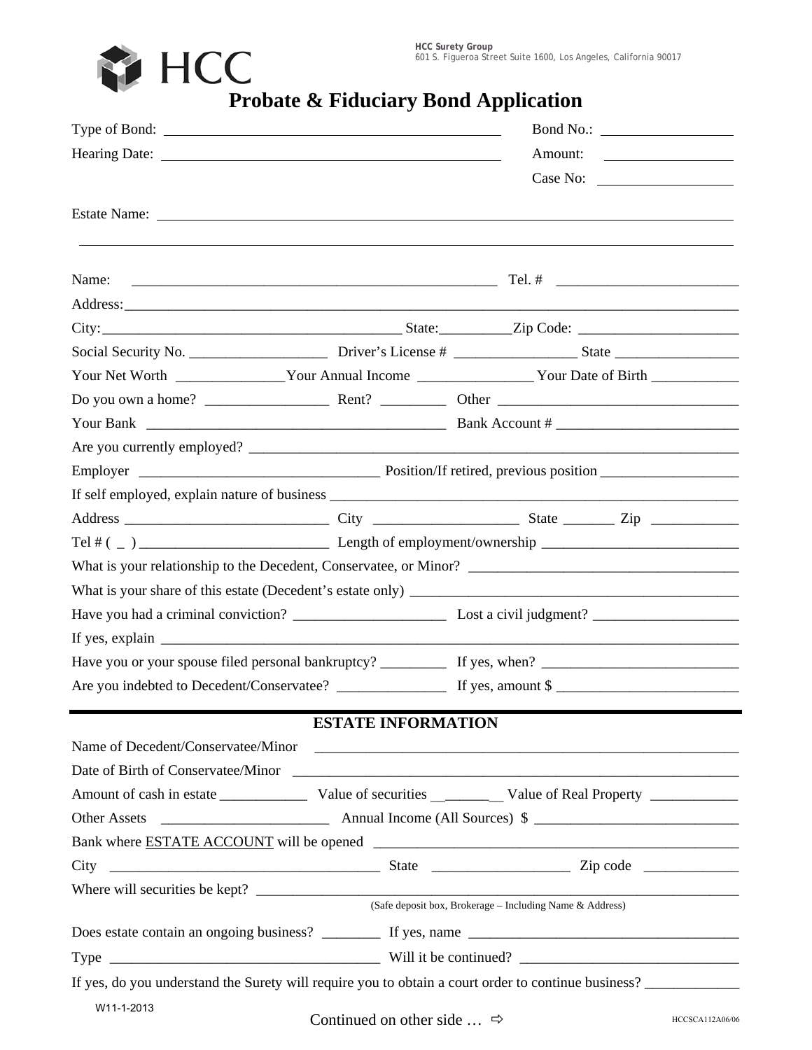HCC

**HCC Surety Group**
601 S. Figueroa Street Suite 1600, Los Angeles, California 90017

# Probate & Fiduciary Bond Application

Type of Bond: ______________________________ Bond No.: ______________

Hearing Date: ______________________________ Amount: ______________

Case No: ______________

Estate Name: ____________________________________________________________

____________________________________________________________

Name: ______________________________________________ Tel. # ______________________

Address:____________________________________________________________________

City:______________________________________ State:__________Zip Code: ______________________

Social Security No. ___________________ Driver's License # _________________ State _________________

Your Net Worth _______________Your Annual Income ________________ Your Date of Birth ____________

Do you own a home? _________________ Rent? _________ Other __________________________________

Your Bank __________________________________________ Bank Account # _________________________

Are you currently employed? __________________________________________________________________

Employer __________________________________ Position/If retired, previous position ___________________

If self employed, explain nature of business ___________________________________________________________

Address ____________________________ City ____________________ State _______ Zip ____________

Tel # ( _ ) __________________________ Length of employment/ownership ____________________________

What is your relationship to the Decedent, Conservatee, or Minor? _____________________________________

What is your share of this estate (Decedent's estate only) ____________________________________________

Have you had a criminal conviction? _____________________ Lost a civil judgment? ____________________

If yes, explain _______________________________________________________________________________

Have you or your spouse filed personal bankruptcy? _________ If yes, when? ___________________________

Are you indebted to Decedent/Conservatee? _______________ If yes, amount $ _________________________

## ESTATE INFORMATION

Name of Decedent/Conservatee/Minor ____________________________________________________________

Date of Birth of Conservatee/Minor ______________________________________________________________

Amount of cash in estate ____________ Value of securities __________ Value of Real Property ____________

Other Assets ________________________ Annual Income (All Sources) $ ____________________________

Bank where ESTATE ACCOUNT will be opened ___________________________________________________

City ______________________________________ State ___________________ Zip code _____________

Where will securities be kept? _________________________________________________________________
(Safe deposit box, Brokerage – Including Name & Address)

Does estate contain an ongoing business? ________ If yes, name ____________________________________

Type _____________________________________ Will it be continued? _______________________________

If yes, do you understand the Surety will require you to obtain a court order to continue business? _____________

W11-1-2013

Continued on other side … ⇨

HCCSCA112A06/06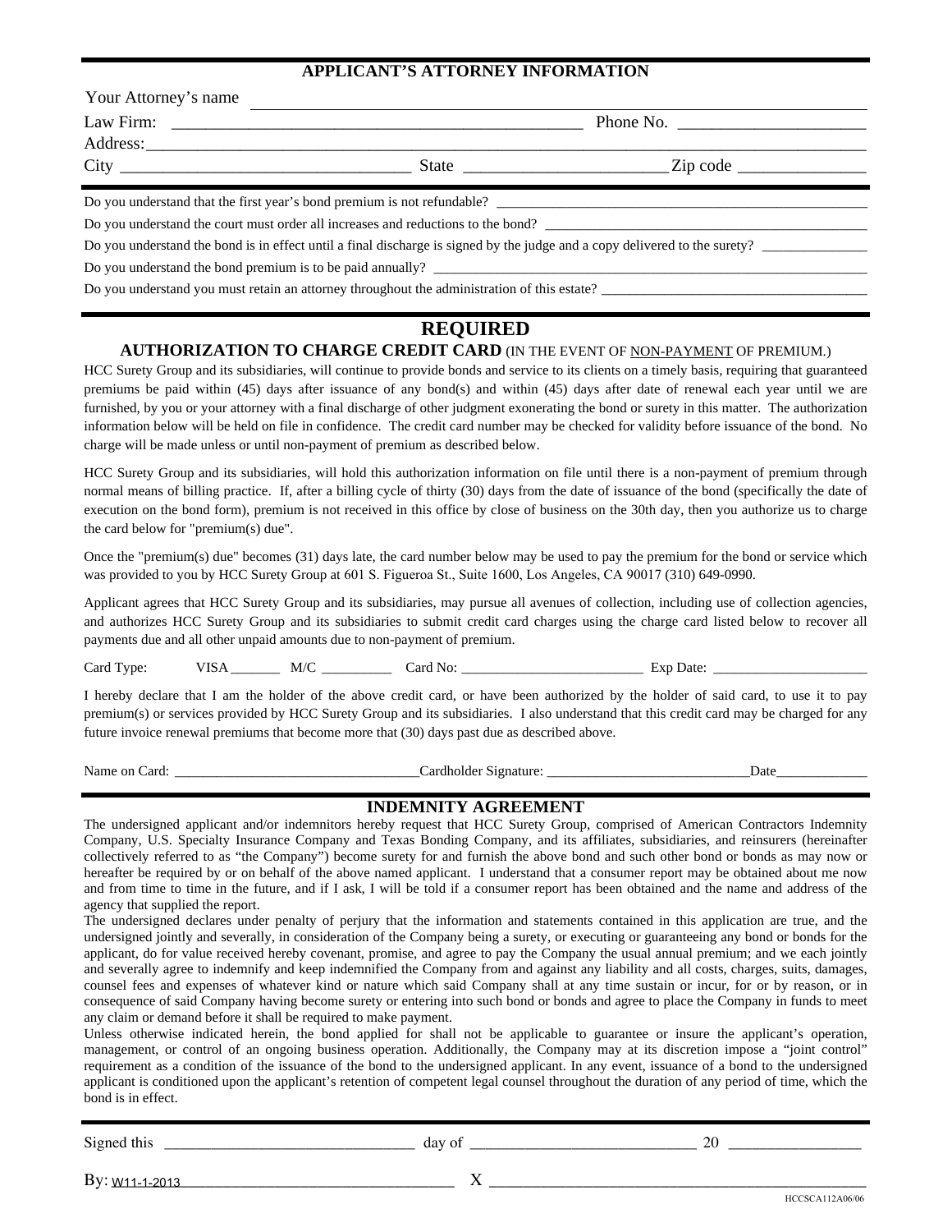## APPLICANT'S ATTORNEY INFORMATION

Your Attorney's name ______________________________________________

Law Firm: ______________________________________________ Phone No. ______________________

Address: ______________________________________________________________________________

City ________________________________ State ______________________ Zip code _______________

Do you understand that the first year's bond premium is not refundable? ______________________________________________

Do you understand the court must order all increases and reductions to the bond? ______________________________________________

Do you understand the bond is in effect until a final discharge is signed by the judge and a copy delivered to the surety? _______________

Do you understand the bond premium is to be paid annually? ______________________________________________

Do you understand you must retain an attorney throughout the administration of this estate? ______________________________________________

## REQUIRED

### AUTHORIZATION TO CHARGE CREDIT CARD (IN THE EVENT OF NON-PAYMENT OF PREMIUM.)

HCC Surety Group and its subsidiaries, will continue to provide bonds and service to its clients on a timely basis, requiring that guaranteed premiums be paid within (45) days after issuance of any bond(s) and within (45) days after date of renewal each year until we are furnished, by you or your attorney with a final discharge of other judgment exonerating the bond or surety in this matter. The authorization information below will be held on file in confidence. The credit card number may be checked for validity before issuance of the bond. No charge will be made unless or until non-payment of premium as described below.

HCC Surety Group and its subsidiaries, will hold this authorization information on file until there is a non-payment of premium through normal means of billing practice. If, after a billing cycle of thirty (30) days from the date of issuance of the bond (specifically the date of execution on the bond form), premium is not received in this office by close of business on the 30th day, then you authorize us to charge the card below for "premium(s) due".

Once the "premium(s) due" becomes (31) days late, the card number below may be used to pay the premium for the bond or service which was provided to you by HCC Surety Group at 601 S. Figueroa St., Suite 1600, Los Angeles, CA 90017 (310) 649-0990.

Applicant agrees that HCC Surety Group and its subsidiaries, may pursue all avenues of collection, including use of collection agencies, and authorizes HCC Surety Group and its subsidiaries to submit credit card charges using the charge card listed below to recover all payments due and all other unpaid amounts due to non-payment of premium.

Card Type: VISA _______ M/C __________ Card No: __________________________ Exp Date: ______________________

I hereby declare that I am the holder of the above credit card, or have been authorized by the holder of said card, to use it to pay premium(s) or services provided by HCC Surety Group and its subsidiaries. I also understand that this credit card may be charged for any future invoice renewal premiums that become more that (30) days past due as described above.

Name on Card: __________________________________ Cardholder Signature: ____________________________ Date_____________

## INDEMNITY AGREEMENT

The undersigned applicant and/or indemnitors hereby request that HCC Surety Group, comprised of American Contractors Indemnity Company, U.S. Specialty Insurance Company and Texas Bonding Company, and its affiliates, subsidiaries, and reinsurers (hereinafter collectively referred to as "the Company") become surety for and furnish the above bond and such other bond or bonds as may now or hereafter be required by or on behalf of the above named applicant. I understand that a consumer report may be obtained about me now and from time to time in the future, and if I ask, I will be told if a consumer report has been obtained and the name and address of the agency that supplied the report.

The undersigned declares under penalty of perjury that the information and statements contained in this application are true, and the undersigned jointly and severally, in consideration of the Company being a surety, or executing or guaranteeing any bond or bonds for the applicant, do for value received hereby covenant, promise, and agree to pay the Company the usual annual premium; and we each jointly and severally agree to indemnify and keep indemnified the Company from and against any liability and all costs, charges, suits, damages, counsel fees and expenses of whatever kind or nature which said Company shall at any time sustain or incur, for or by reason, or in consequence of said Company having become surety or entering into such bond or bonds and agree to place the Company in funds to meet any claim or demand before it shall be required to make payment.

Unless otherwise indicated herein, the bond applied for shall not be applicable to guarantee or insure the applicant's operation, management, or control of an ongoing business operation. Additionally, the Company may at its discretion impose a "joint control" requirement as a condition of the issuance of the bond to the undersigned applicant. In any event, issuance of a bond to the undersigned applicant is conditioned upon the applicant's retention of competent legal counsel throughout the duration of any period of time, which the bond is in effect.

Signed this ______________________________ day of ____________________________ 20 ________________

By: W11-1-2013___________________________________ X ______________________________________________

HCCSCA112A06/06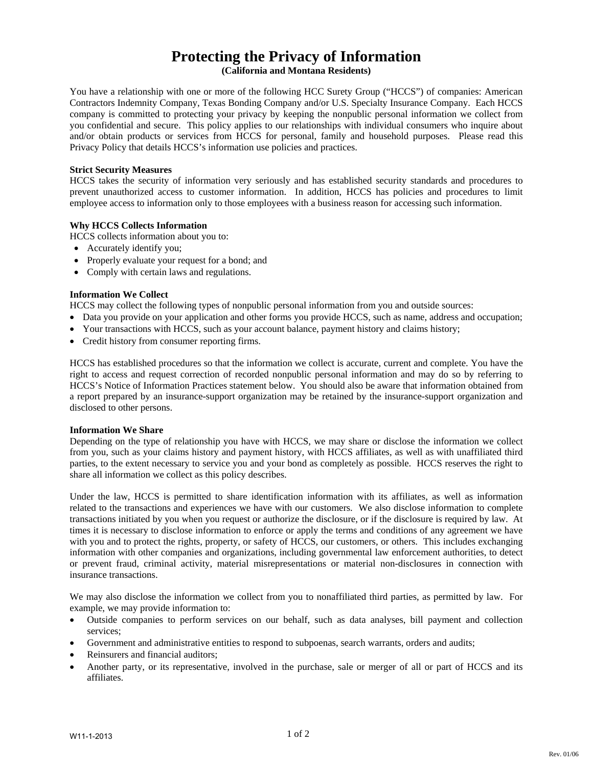# Protecting the Privacy of Information

**(California and Montana Residents)**

You have a relationship with one or more of the following HCC Surety Group ("HCCS") of companies: American Contractors Indemnity Company, Texas Bonding Company and/or U.S. Specialty Insurance Company. Each HCCS company is committed to protecting your privacy by keeping the nonpublic personal information we collect from you confidential and secure. This policy applies to our relationships with individual consumers who inquire about and/or obtain products or services from HCCS for personal, family and household purposes. Please read this Privacy Policy that details HCCS's information use policies and practices.

**Strict Security Measures**

HCCS takes the security of information very seriously and has established security standards and procedures to prevent unauthorized access to customer information. In addition, HCCS has policies and procedures to limit employee access to information only to those employees with a business reason for accessing such information.

**Why HCCS Collects Information**

HCCS collects information about you to:

- Accurately identify you;
- Properly evaluate your request for a bond; and
- Comply with certain laws and regulations.

**Information We Collect**

HCCS may collect the following types of nonpublic personal information from you and outside sources:

- Data you provide on your application and other forms you provide HCCS, such as name, address and occupation;
- Your transactions with HCCS, such as your account balance, payment history and claims history;
- Credit history from consumer reporting firms.

HCCS has established procedures so that the information we collect is accurate, current and complete. You have the right to access and request correction of recorded nonpublic personal information and may do so by referring to HCCS's Notice of Information Practices statement below. You should also be aware that information obtained from a report prepared by an insurance-support organization may be retained by the insurance-support organization and disclosed to other persons.

**Information We Share**

Depending on the type of relationship you have with HCCS, we may share or disclose the information we collect from you, such as your claims history and payment history, with HCCS affiliates, as well as with unaffiliated third parties, to the extent necessary to service you and your bond as completely as possible. HCCS reserves the right to share all information we collect as this policy describes.

Under the law, HCCS is permitted to share identification information with its affiliates, as well as information related to the transactions and experiences we have with our customers. We also disclose information to complete transactions initiated by you when you request or authorize the disclosure, or if the disclosure is required by law. At times it is necessary to disclose information to enforce or apply the terms and conditions of any agreement we have with you and to protect the rights, property, or safety of HCCS, our customers, or others. This includes exchanging information with other companies and organizations, including governmental law enforcement authorities, to detect or prevent fraud, criminal activity, material misrepresentations or material non-disclosures in connection with insurance transactions.

We may also disclose the information we collect from you to nonaffiliated third parties, as permitted by law. For example, we may provide information to:

- Outside companies to perform services on our behalf, such as data analyses, bill payment and collection services;
- Government and administrative entities to respond to subpoenas, search warrants, orders and audits;
- Reinsurers and financial auditors;
- Another party, or its representative, involved in the purchase, sale or merger of all or part of HCCS and its affiliates.

W11-1-2013

Rev. 01/06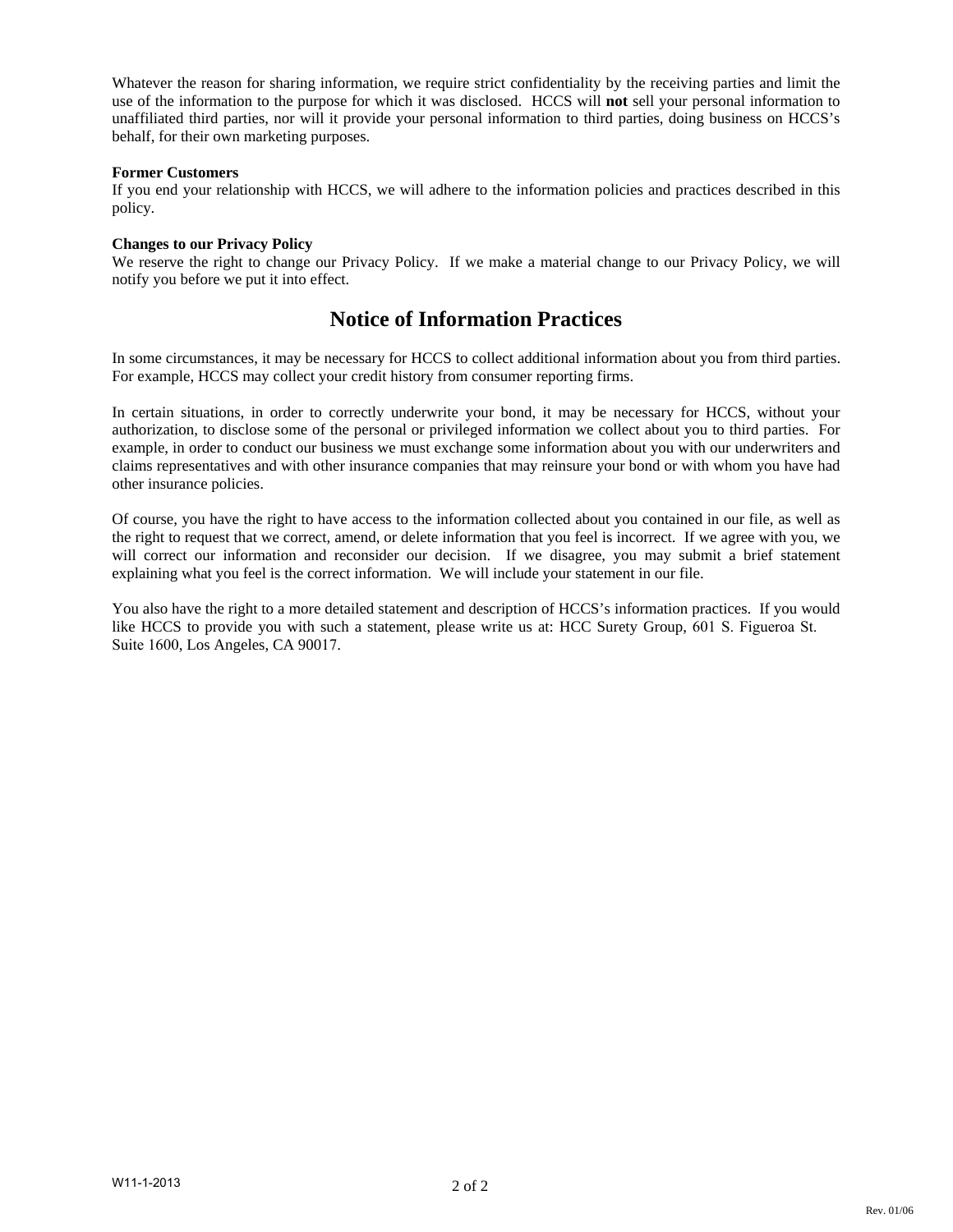Whatever the reason for sharing information, we require strict confidentiality by the receiving parties and limit the use of the information to the purpose for which it was disclosed. HCCS will **not** sell your personal information to unaffiliated third parties, nor will it provide your personal information to third parties, doing business on HCCS's behalf, for their own marketing purposes.

**Former Customers**

If you end your relationship with HCCS, we will adhere to the information policies and practices described in this policy.

**Changes to our Privacy Policy**

We reserve the right to change our Privacy Policy. If we make a material change to our Privacy Policy, we will notify you before we put it into effect.

## Notice of Information Practices

In some circumstances, it may be necessary for HCCS to collect additional information about you from third parties. For example, HCCS may collect your credit history from consumer reporting firms.

In certain situations, in order to correctly underwrite your bond, it may be necessary for HCCS, without your authorization, to disclose some of the personal or privileged information we collect about you to third parties. For example, in order to conduct our business we must exchange some information about you with our underwriters and claims representatives and with other insurance companies that may reinsure your bond or with whom you have had other insurance policies.

Of course, you have the right to have access to the information collected about you contained in our file, as well as the right to request that we correct, amend, or delete information that you feel is incorrect. If we agree with you, we will correct our information and reconsider our decision. If we disagree, you may submit a brief statement explaining what you feel is the correct information. We will include your statement in our file.

You also have the right to a more detailed statement and description of HCCS's information practices. If you would like HCCS to provide you with such a statement, please write us at: HCC Surety Group, 601 S. Figueroa St. Suite 1600, Los Angeles, CA 90017.

W11-1-2013

Rev. 01/06